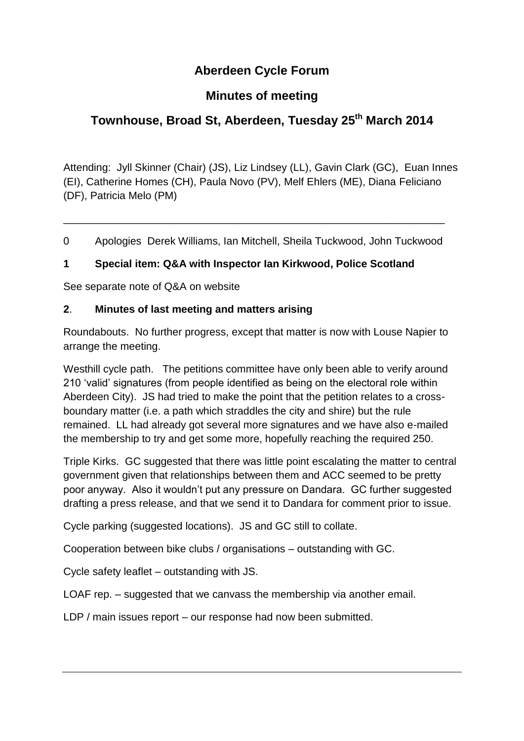# Aberdeen Cycle Forum

## Minutes of meeting

## Townhouse, Broad St, Aberdeen, Tuesday 25th March 2014

Attending: Jyll Skinner (Chair) (JS), Liz Lindsey (LL), Gavin Clark (GC), Euan Innes (EI), Catherine Homes (CH), Paula Novo (PV), Melf Ehlers (ME), Diana Feliciano (DF), Patricia Melo (PM)

---

0 Apologies Derek Williams, Ian Mitchell, Sheila Tuckwood, John Tuckwood

**1 Special item: Q&A with Inspector Ian Kirkwood, Police Scotland**

See separate note of Q&A on website

**2**. **Minutes of last meeting and matters arising**

Roundabouts. No further progress, except that matter is now with Louse Napier to arrange the meeting.

Westhill cycle path. The petitions committee have only been able to verify around 210 'valid' signatures (from people identified as being on the electoral role within Aberdeen City). JS had tried to make the point that the petition relates to a cross-boundary matter (i.e. a path which straddles the city and shire) but the rule remained. LL had already got several more signatures and we have also e-mailed the membership to try and get some more, hopefully reaching the required 250.

Triple Kirks. GC suggested that there was little point escalating the matter to central government given that relationships between them and ACC seemed to be pretty poor anyway. Also it wouldn't put any pressure on Dandara. GC further suggested drafting a press release, and that we send it to Dandara for comment prior to issue.

Cycle parking (suggested locations). JS and GC still to collate.

Cooperation between bike clubs / organisations – outstanding with GC.

Cycle safety leaflet – outstanding with JS.

LOAF rep. – suggested that we canvass the membership via another email.

LDP / main issues report – our response had now been submitted.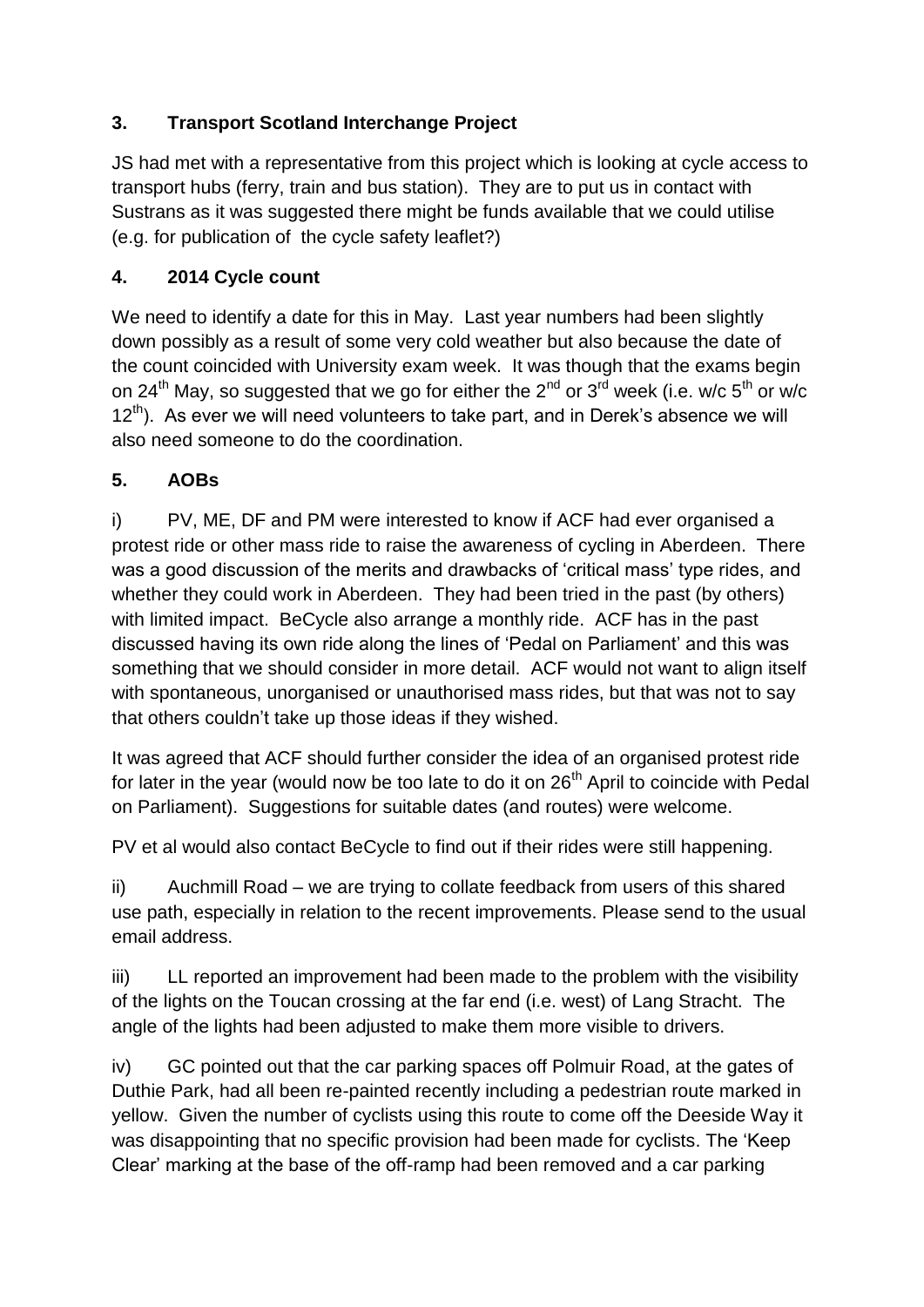## 3. Transport Scotland Interchange Project

JS had met with a representative from this project which is looking at cycle access to transport hubs (ferry, train and bus station). They are to put us in contact with Sustrans as it was suggested there might be funds available that we could utilise (e.g. for publication of the cycle safety leaflet?)

## 4. 2014 Cycle count

We need to identify a date for this in May. Last year numbers had been slightly down possibly as a result of some very cold weather but also because the date of the count coincided with University exam week. It was though that the exams begin on 24th May, so suggested that we go for either the 2nd or 3rd week (i.e. w/c 5th or w/c 12th). As ever we will need volunteers to take part, and in Derek's absence we will also need someone to do the coordination.

## 5. AOBs

i) PV, ME, DF and PM were interested to know if ACF had ever organised a protest ride or other mass ride to raise the awareness of cycling in Aberdeen. There was a good discussion of the merits and drawbacks of 'critical mass' type rides, and whether they could work in Aberdeen. They had been tried in the past (by others) with limited impact. BeCycle also arrange a monthly ride. ACF has in the past discussed having its own ride along the lines of 'Pedal on Parliament' and this was something that we should consider in more detail. ACF would not want to align itself with spontaneous, unorganised or unauthorised mass rides, but that was not to say that others couldn't take up those ideas if they wished.

It was agreed that ACF should further consider the idea of an organised protest ride for later in the year (would now be too late to do it on 26th April to coincide with Pedal on Parliament). Suggestions for suitable dates (and routes) were welcome.

PV et al would also contact BeCycle to find out if their rides were still happening.

ii) Auchmill Road – we are trying to collate feedback from users of this shared use path, especially in relation to the recent improvements. Please send to the usual email address.

iii) LL reported an improvement had been made to the problem with the visibility of the lights on the Toucan crossing at the far end (i.e. west) of Lang Stracht. The angle of the lights had been adjusted to make them more visible to drivers.

iv) GC pointed out that the car parking spaces off Polmuir Road, at the gates of Duthie Park, had all been re-painted recently including a pedestrian route marked in yellow. Given the number of cyclists using this route to come off the Deeside Way it was disappointing that no specific provision had been made for cyclists. The 'Keep Clear' marking at the base of the off-ramp had been removed and a car parking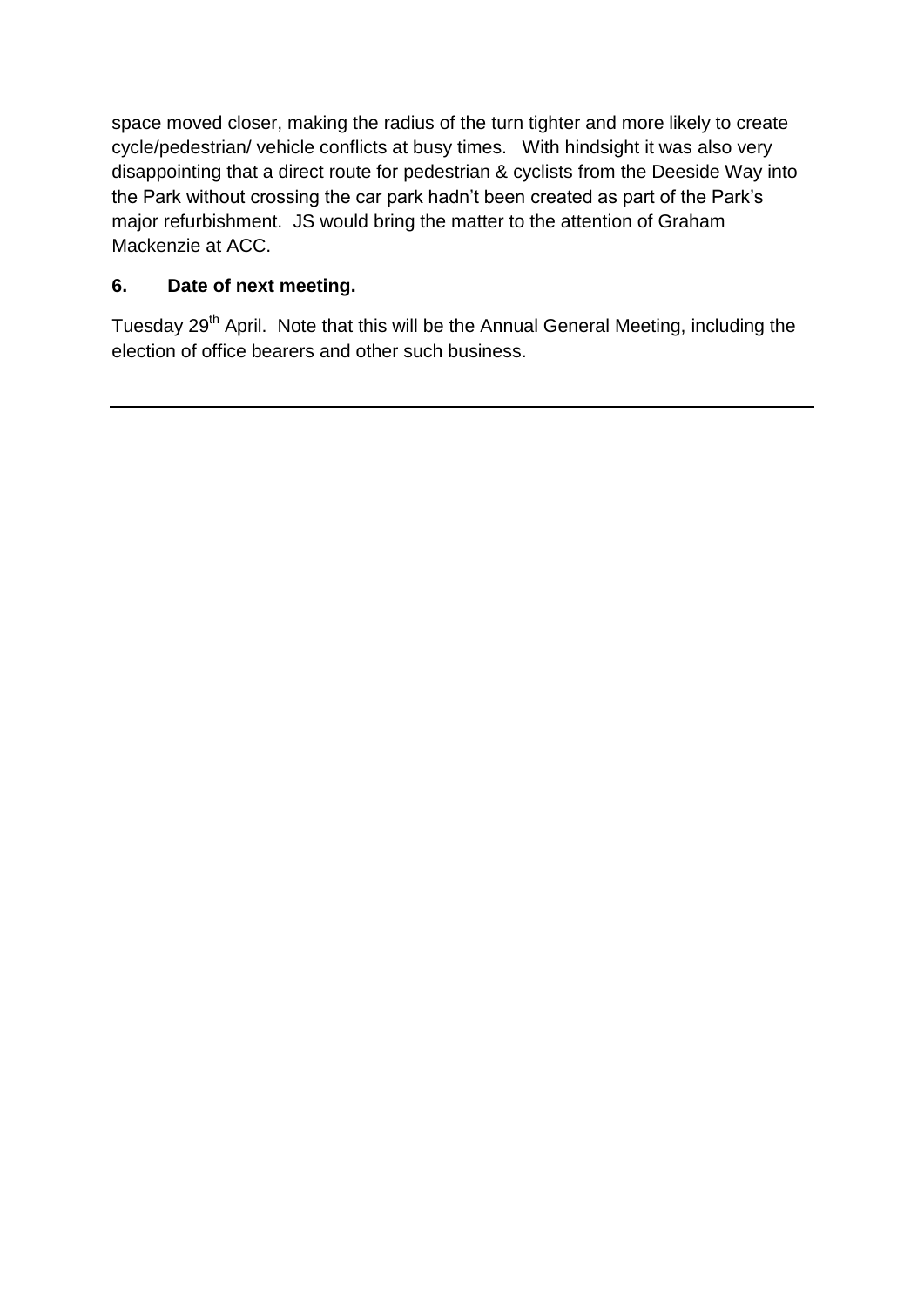space moved closer, making the radius of the turn tighter and more likely to create cycle/pedestrian/ vehicle conflicts at busy times. With hindsight it was also very disappointing that a direct route for pedestrian & cyclists from the Deeside Way into the Park without crossing the car park hadn't been created as part of the Park's major refurbishment. JS would bring the matter to the attention of Graham Mackenzie at ACC.

**6. Date of next meeting.**

Tuesday 29th April. Note that this will be the Annual General Meeting, including the election of office bearers and other such business.

---